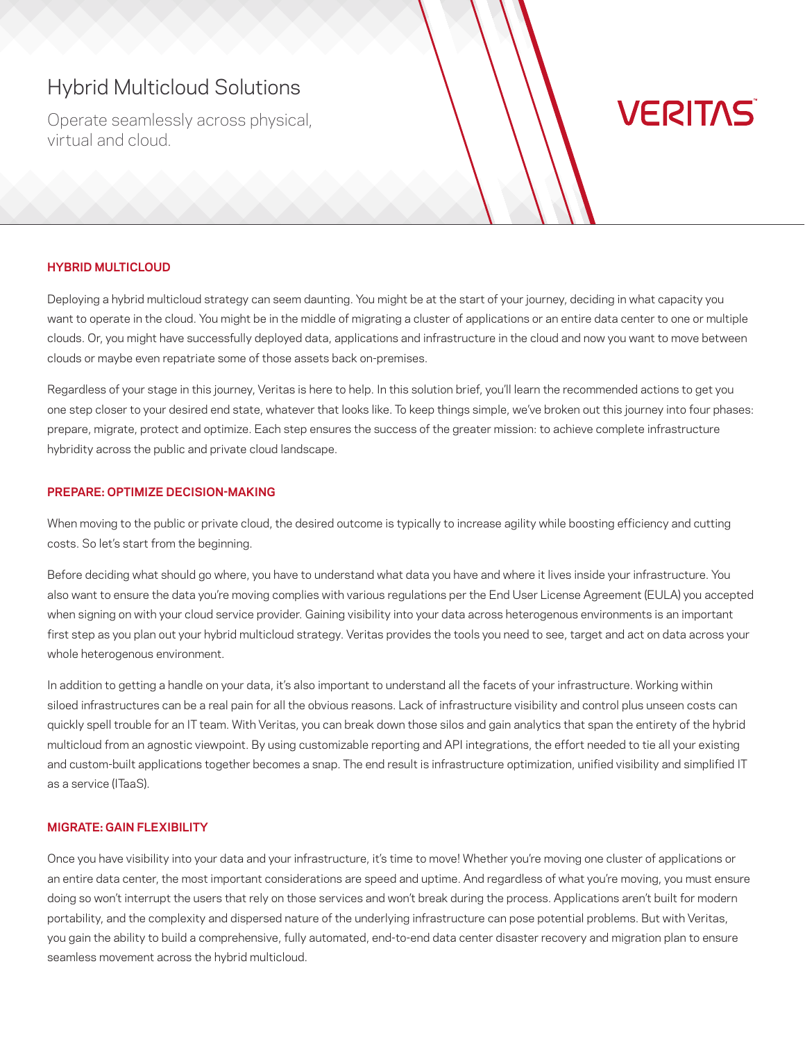# Hybrid Multicloud Solutions

Operate seamlessly across physical, virtual and cloud.

VERITAS

## HYBRID MULTICLOUD

Deploying a hybrid multicloud strategy can seem daunting. You might be at the start of your journey, deciding in what capacity you want to operate in the cloud. You might be in the middle of migrating a cluster of applications or an entire data center to one or multiple clouds. Or, you might have successfully deployed data, applications and infrastructure in the cloud and now you want to move between clouds or maybe even repatriate some of those assets back on-premises.

Regardless of your stage in this journey, Veritas is here to help. In this solution brief, you'll learn the recommended actions to get you one step closer to your desired end state, whatever that looks like. To keep things simple, we've broken out this journey into four phases: prepare, migrate, protect and optimize. Each step ensures the success of the greater mission: to achieve complete infrastructure hybridity across the public and private cloud landscape.

## PREPARE: OPTIMIZE DECISION-MAKING

When moving to the public or private cloud, the desired outcome is typically to increase agility while boosting efficiency and cutting costs. So let's start from the beginning.

Before deciding what should go where, you have to understand what data you have and where it lives inside your infrastructure. You also want to ensure the data you're moving complies with various regulations per the End User License Agreement (EULA) you accepted when signing on with your cloud service provider. Gaining visibility into your data across heterogenous environments is an important first step as you plan out your hybrid multicloud strategy. Veritas provides the tools you need to see, target and act on data across your whole heterogenous environment.

In addition to getting a handle on your data, it's also important to understand all the facets of your infrastructure. Working within siloed infrastructures can be a real pain for all the obvious reasons. Lack of infrastructure visibility and control plus unseen costs can quickly spell trouble for an IT team. With Veritas, you can break down those silos and gain analytics that span the entirety of the hybrid multicloud from an agnostic viewpoint. By using customizable reporting and API integrations, the effort needed to tie all your existing and custom-built applications together becomes a snap. The end result is infrastructure optimization, unified visibility and simplified IT as a service (ITaaS).

## MIGRATE: GAIN FLEXIBILITY

Once you have visibility into your data and your infrastructure, it's time to move! Whether you're moving one cluster of applications or an entire data center, the most important considerations are speed and uptime. And regardless of what you're moving, you must ensure doing so won't interrupt the users that rely on those services and won't break during the process. Applications aren't built for modern portability, and the complexity and dispersed nature of the underlying infrastructure can pose potential problems. But with Veritas, you gain the ability to build a comprehensive, fully automated, end-to-end data center disaster recovery and migration plan to ensure seamless movement across the hybrid multicloud.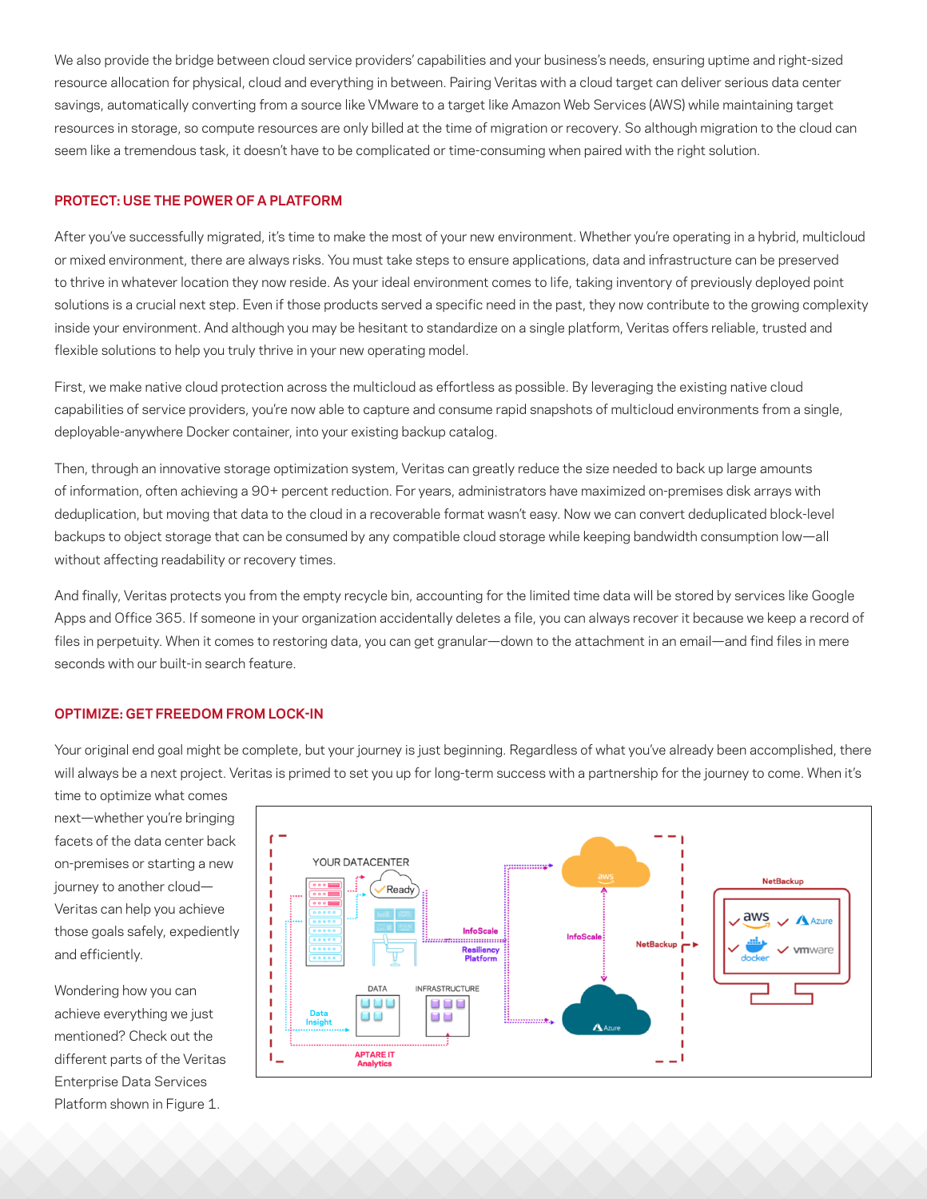We also provide the bridge between cloud service providers' capabilities and your business's needs, ensuring uptime and right-sized resource allocation for physical, cloud and everything in between. Pairing Veritas with a cloud target can deliver serious data center savings, automatically converting from a source like VMware to a target like Amazon Web Services (AWS) while maintaining target resources in storage, so compute resources are only billed at the time of migration or recovery. So although migration to the cloud can seem like a tremendous task, it doesn't have to be complicated or time-consuming when paired with the right solution.

## PROTECT: USE THE POWER OF A PLATFORM

After you've successfully migrated, it's time to make the most of your new environment. Whether you're operating in a hybrid, multicloud or mixed environment, there are always risks. You must take steps to ensure applications, data and infrastructure can be preserved to thrive in whatever location they now reside. As your ideal environment comes to life, taking inventory of previously deployed point solutions is a crucial next step. Even if those products served a specific need in the past, they now contribute to the growing complexity inside your environment. And although you may be hesitant to standardize on a single platform, Veritas offers reliable, trusted and flexible solutions to help you truly thrive in your new operating model.

First, we make native cloud protection across the multicloud as effortless as possible. By leveraging the existing native cloud capabilities of service providers, you're now able to capture and consume rapid snapshots of multicloud environments from a single, deployable-anywhere Docker container, into your existing backup catalog.

Then, through an innovative storage optimization system, Veritas can greatly reduce the size needed to back up large amounts of information, often achieving a 90+ percent reduction. For years, administrators have maximized on-premises disk arrays with deduplication, but moving that data to the cloud in a recoverable format wasn't easy. Now we can convert deduplicated block-level backups to object storage that can be consumed by any compatible cloud storage while keeping bandwidth consumption low—all without affecting readability or recovery times.

And finally, Veritas protects you from the empty recycle bin, accounting for the limited time data will be stored by services like Google Apps and Office 365. If someone in your organization accidentally deletes a file, you can always recover it because we keep a record of files in perpetuity. When it comes to restoring data, you can get granular—down to the attachment in an email—and find files in mere seconds with our built-in search feature.

## OPTIMIZE: GET FREEDOM FROM LOCK-IN

Your original end goal might be complete, but your journey is just beginning. Regardless of what you've already been accomplished, there will always be a next project. Veritas is primed to set you up for long-term success with a partnership for the journey to come. When it's time to optimize what comes next—whether you're bringing facets of the data center back on-premises or starting a new journey to another cloud—Veritas can help you achieve those goals safely, expediently and efficiently.

Wondering how you can achieve everything we just mentioned? Check out the different parts of the Veritas Enterprise Data Services Platform shown in Figure 1.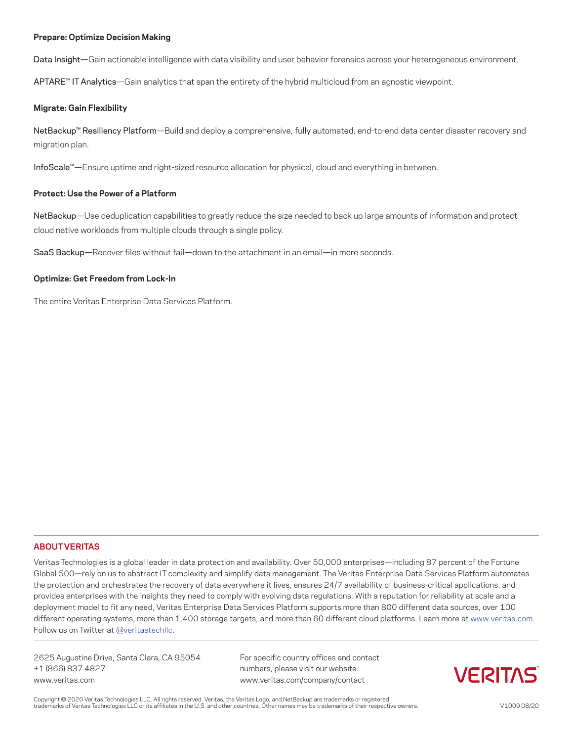**Prepare: Optimize Decision Making**

Data Insight—Gain actionable intelligence with data visibility and user behavior forensics across your heterogeneous environment.

APTARE™ IT Analytics—Gain analytics that span the entirety of the hybrid multicloud from an agnostic viewpoint.

**Migrate: Gain Flexibility**

NetBackup™ Resiliency Platform—Build and deploy a comprehensive, fully automated, end-to-end data center disaster recovery and migration plan.

InfoScale™—Ensure uptime and right-sized resource allocation for physical, cloud and everything in between.

**Protect: Use the Power of a Platform**

NetBackup—Use deduplication capabilities to greatly reduce the size needed to back up large amounts of information and protect cloud native workloads from multiple clouds through a single policy.

SaaS Backup—Recover files without fail—down to the attachment in an email—in mere seconds.

**Optimize: Get Freedom from Lock-In**

The entire Veritas Enterprise Data Services Platform.

## ABOUT VERITAS

Veritas Technologies is a global leader in data protection and availability. Over 50,000 enterprises—including 87 percent of the Fortune Global 500—rely on us to abstract IT complexity and simplify data management. The Veritas Enterprise Data Services Platform automates the protection and orchestrates the recovery of data everywhere it lives, ensures 24/7 availability of business-critical applications, and provides enterprises with the insights they need to comply with evolving data regulations. With a reputation for reliability at scale and a deployment model to fit any need, Veritas Enterprise Data Services Platform supports more than 800 different data sources, over 100 different operating systems, more than 1,400 storage targets, and more than 60 different cloud platforms. Learn more at www.veritas.com. Follow us on Twitter at @veritastechllc.

2625 Augustine Drive, Santa Clara, CA 95054
+1 (866) 837 4827
www.veritas.com

For specific country offices and contact numbers, please visit our website.
www.veritas.com/company/contact

VERITAS™

Copyright © 2020 Veritas Technologies LLC. All rights reserved. Veritas, the Veritas Logo, and NetBackup are trademarks or registered trademarks of Veritas Technologies LLC or its affiliates in the U.S. and other countries. Other names may be trademarks of their respective owners.

V1009 08/20